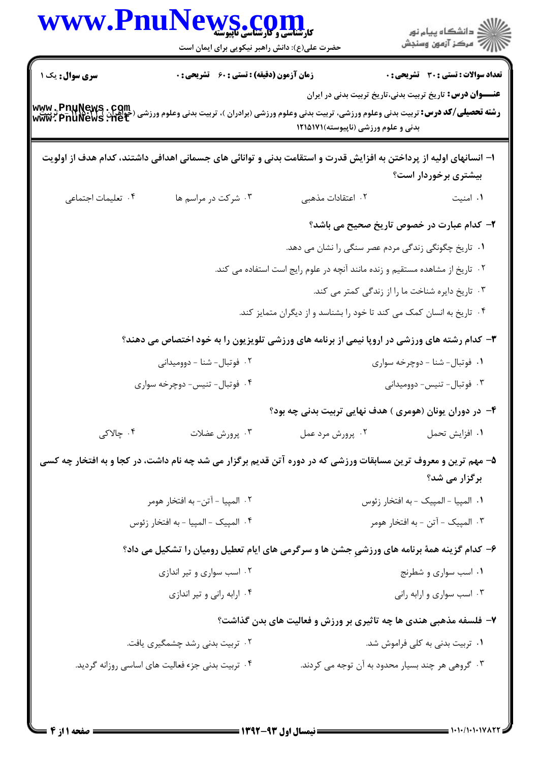**سری سوال:** یک ۱

**زمان آزمون (دقیقه) : تستی : ۶۰ تشریحی : ۰**

**تعداد سوالات : تستی : ۳۰ تشریحی : ۰**

**عنـــوان درس:** تاریخ تربیت بدنی،تاریخ تربیت بدنی در ایران

**رشته تحصیلی/کد درس:** تربیت بدنی وعلوم ورزشی، تربیت بدنی وعلوم ورزشی (برادران )، تربیت بدنی وعلوم ورزشی (خواهران ) ۱۲۱۵۰۲۲ - ، تربیت بدنی و علوم ورزشی (ناپیوسته)۱۲۱۵۱۷۱

۱- انسانهای اولیه از پرداختن به افزایش قدرت و استقامت بدنی و توانائی های جسمانی اهدافی داشتند، کدام هدف از اولویت بیشتری برخوردار است؟

۱. امنیت
۲. اعتقادات مذهبی
۳. شرکت در مراسم ها
۴. تعلیمات اجتماعی

۲- کدام عبارت در خصوص تاریخ صحیح می باشد؟

۱. تاریخ چگونگی زندگی مردم عصر سنگی را نشان می دهد.
۲. تاریخ از مشاهده مستقیم و زنده مانند آنچه در علوم رایج است استفاده می کند.
۳. تاریخ دایره شناخت ما را از زندگی کمتر می کند.
۴. تاریخ به انسان کمک می کند تا خود را بشناسد و از دیگران متمایز کند.

۳- کدام رشته های ورزشی در اروپا نیمی از برنامه های ورزشی تلویزیون را به خود اختصاص می دهند؟

۱. فوتبال- شنا - دوچرخه سواری
۲. فوتبال- شنا - دوومیدانی
۳. فوتبال- تنیس- دوومیدانی
۴. فوتبال- تنیس- دوچرخه سواری

۴- در دوران یونان (هومری ) هدف نهایی تربیت بدنی چه بود؟

۱. افزایش تحمل
۲. پرورش مرد عمل
۳. پرورش عضلات
۴. چالاکی

۵- مهم ترین و معروف ترین مسابقات ورزشی که در دوره آتن قدیم برگزار می شد چه نام داشت، در کجا و به افتخار چه کسی برگزار می شد؟

۱. المپیا - المپیک - به افتخار زئوس
۲. المپیا - آتن- به افتخار هومر
۳. المپیک - آتن - به افتخار هومر
۴. المپیک - المپیا - به افتخار زئوس

۶- کدام گزینه همهٔ برنامه های ورزشیِ جشن ها و سرگرمی های ایام تعطیل رومیان را تشکیل می داد؟

۱. اسب سواری و شطرنج
۲. اسب سواری و تیر اندازی
۳. اسب سواری و ارابه رانی
۴. ارابه رانی و تیر اندازی

۷- فلسفه مذهبی هندی ها چه تاثیری بر ورزش و فعالیت های بدن گذاشت؟

۱. تربیت بدنی به کلی فراموش شد.
۲. تربیت بدنی رشد چشمگیری یافت.
۳. گروهی هر چند بسیار محدود به آن توجه می کردند.
۴. تربیت بدنی جزء فعالیت های اساسی روزانه گردید.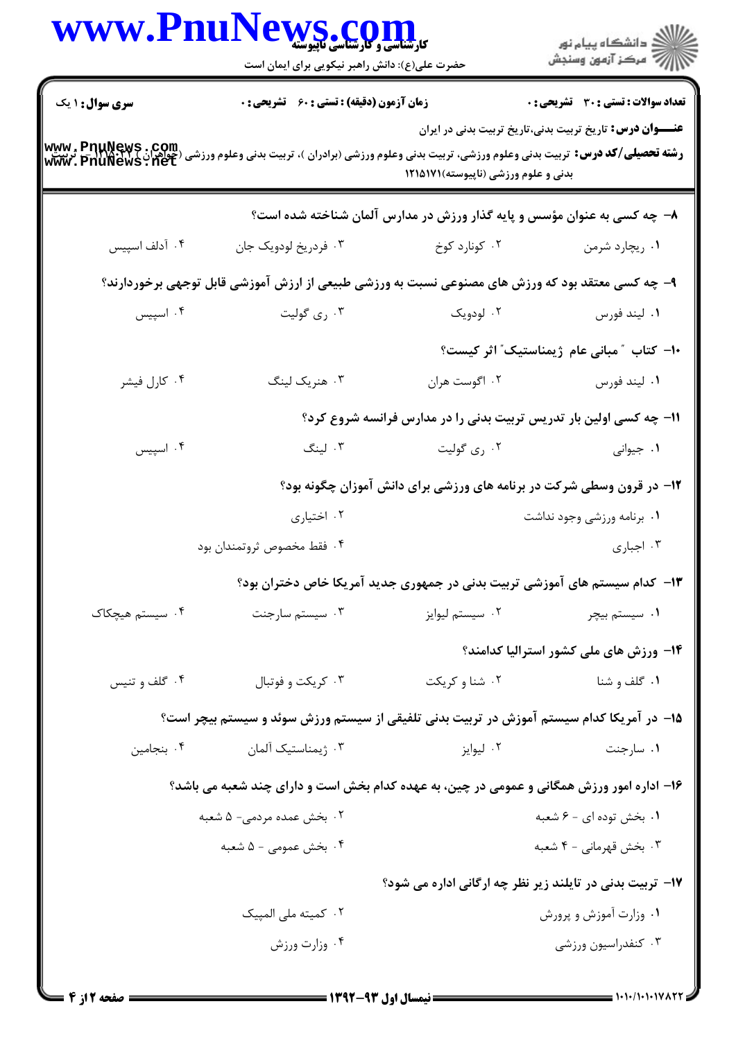**سری سوال:** ۱ یک | **زمان آزمون (دقیقه) : تستی :** ۶۰ **تشریحی :** ۰ | **تعداد سوالات : تستی :** ۳۰ **تشریحی :** ۰

**عنـــوان درس:** تاریخ تربیت بدنی،تاریخ تربیت بدنی در ایران

**رشته تحصیلی/کد درس:** تربیت بدنی وعلوم ورزشی، تربیت بدنی وعلوم ورزشی (برادران )، تربیت بدنی وعلوم ورزشی (خواهران ) ۱۲۱۵۰۲۲ - ، تربیت بدنی و علوم ورزشی (ناپیوسته)۱۲۱۵۱۷۱

۸- چه کسی به عنوان مؤسس و پایه گذار ورزش در مدارس آلمان شناخته شده است؟

۱. ریچارد شرمن
۲. کونارد کوخ
۳. فردریخ لودویک جان
۴. آدلف اسپیس

۹- چه کسی معتقد بود که ورزش های مصنوعی نسبت به ورزشی طبیعی از ارزش آموزشی قابل توجهی برخوردارند؟

۱. لیند فورس
۲. لودویک
۳. ری گولیت
۴. اسپیس

۱۰- کتاب "مبانی عام ژیمناستیک" اثر کیست؟

۱. لیند فورس
۲. اگوست هران
۳. هنریک لینگ
۴. کارل فیشر

۱۱- چه کسی اولین بار تدریس تربیت بدنی را در مدارس فرانسه شروع کرد؟

۱. جیوانی
۲. ری گولیت
۳. لینگ
۴. اسپیس

۱۲- در قرون وسطی شرکت در برنامه های ورزشی برای دانش آموزان چگونه بود؟

۱. برنامه ورزشی وجود نداشت
۲. اختیاری
۳. اجباری
۴. فقط مخصوص ثروتمندان بود

۱۳- کدام سیستم های آموزشی تربیت بدنی در جمهوری جدید آمریکا خاص دختران بود؟

۱. سیستم بیچر
۲. سیستم لیوایز
۳. سیستم سارجنت
۴. سیستم هیچکاک

۱۴- ورزش های ملی کشور استرالیا کدامند؟

۱. گلف و شنا
۲. شنا و کریکت
۳. کریکت و فوتبال
۴. گلف و تنیس

۱۵- در آمریکا کدام سیستم آموزش در تربیت بدنی تلفیقی از سیستم ورزش سوئد و سیستم بیچر است؟

۱. سارجنت
۲. لیوایز
۳. ژیمناستیک آلمان
۴. بنجامین

۱۶- اداره امور ورزش همگانی و عمومی در چین، به عهده کدام بخش است و دارای چند شعبه می باشد؟

۱. بخش توده ای - ۶ شعبه
۲. بخش عمده مردمی- ۵ شعبه
۳. بخش قهرمانی - ۴ شعبه
۴. بخش عمومی - ۵ شعبه

۱۷- تربیت بدنی در تایلند زیر نظر چه ارگانی اداره می شود؟

۱. وزارت آموزش و پرورش
۲. کمیته ملی المپیک
۳. کنفدراسیون ورزشی
۴. وزارت ورزش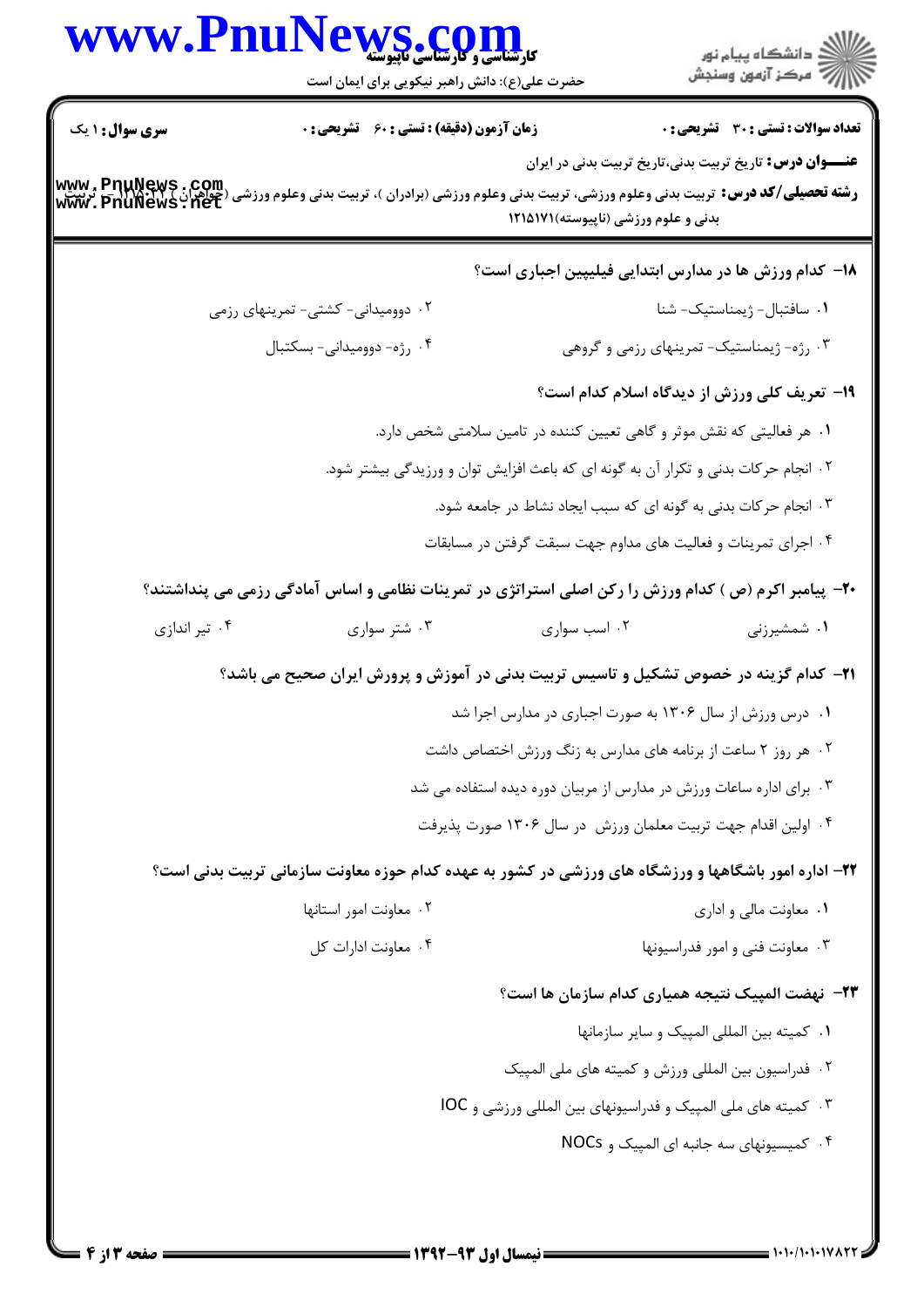**سری سوال:** ۱ یک

**زمان آزمون (دقیقه) : تستی : ۶۰ تشریحی : ۰**

**تعداد سوالات : تستی : ۳۰ تشریحی : ۰**

**عنـــوان درس:** تاریخ تربیت بدنی،تاریخ تربیت بدنی در ایران

**رشته تحصیلی/کد درس:** تربیت بدنی وعلوم ورزشی، تربیت بدنی وعلوم ورزشی (برادران )، تربیت بدنی وعلوم ورزشی (خواهران ) ۱۲۱۵۰۲۲ - ، تربیت بدنی و علوم ورزشی (ناپیوسته)۱۲۱۵۱۷۱

**۱۸- کدام ورزش ها در مدارس ابتدایی فیلیپین اجباری است؟**

۱. سافتبال- ژیمناستیک- شنا

۲. دوومیدانی- کشتی- تمرینهای رزمی

۳. رژه- ژیمناستیک- تمرینهای رزمی و گروهی

۴. رژه- دوومیدانی- بسکتبال

**۱۹- تعریف کلی ورزش از دیدگاه اسلام کدام است؟**

۱. هر فعالیتی که نقش موثر و گاهی تعیین کننده در تامین سلامتی شخص دارد.

۲. انجام حرکات بدنی و تکرار آن به گونه ای که باعث افزایش توان و ورزیدگی بیشتر شود.

۳. انجام حرکات بدنی به گونه ای که سبب ایجاد نشاط در جامعه شود.

۴. اجرای تمرینات و فعالیت های مداوم جهت سبقت گرفتن در مسابقات

**۲۰- پیامبر اکرم (ص ) کدام ورزش را رکن اصلی استراتژی در تمرینات نظامی و اساس آمادگی رزمی می پنداشتند؟**

۱. شمشیرزنی

۲. اسب سواری

۳. شتر سواری

۴. تیر اندازی

**۲۱- کدام گزینه در خصوص تشکیل و تاسیس تربیت بدنی در آموزش و پرورش ایران صحیح می باشد؟**

۱. درس ورزش از سال ۱۳۰۶ به صورت اجباری در مدارس اجرا شد

۲. هر روز ۲ ساعت از برنامه های مدارس به زنگ ورزش اختصاص داشت

۳. برای اداره ساعات ورزش در مدارس از مربیان دوره دیده استفاده می شد

۴. اولین اقدام جهت تربیت معلمان ورزش در سال ۱۳۰۶ صورت پذیرفت

**۲۲- اداره امور باشگاهها و ورزشگاه های ورزشی در کشور به عهده کدام حوزه معاونت سازمانی تربیت بدنی است؟**

۱. معاونت مالی و اداری

۲. معاونت امور استانها

۳. معاونت فنی و امور فدراسیونها

۴. معاونت ادارات کل

**۲۳- نهضت المپیک نتیجه همیاری کدام سازمان ها است؟**

۱. کمیته بین المللی المپیک و سایر سازمانها

۲. فدراسیون بین المللی ورزش و کمیته های ملی المپیک

۳. کمیته های ملی المپیک و فدراسیونهای بین المللی ورزشی و IOC

۴. کمیسیونهای سه جانبه ای المپیک و NOCs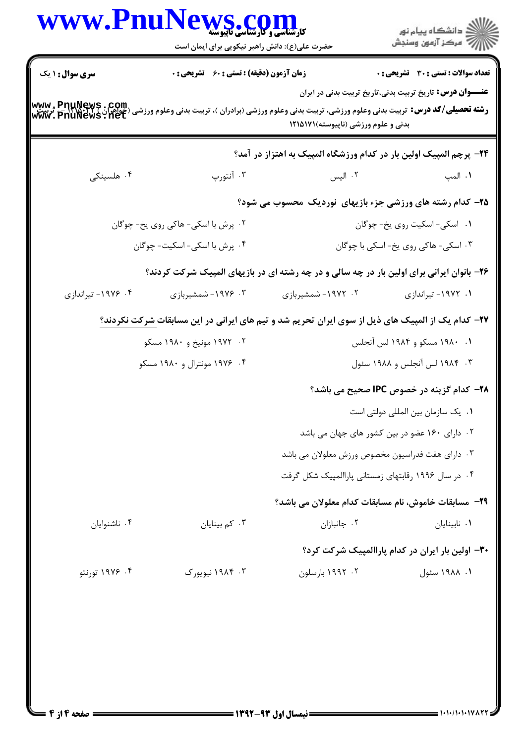**۲۴- پرچم المپیک اولین بار در کدام ورزشگاه المپیک به اهتزاز در آمد؟**

۱. المپ
۲. الیس
۳. آنتورپ
۴. هلسینکی

**۲۵- کدام رشته های ورزشی جزء بازیهای نوردیک محسوب می شود؟**

۱. اسکی- اسکیت روی یخ- چوگان
۲. پرش با اسکی- هاکی روی یخ- چوگان
۳. اسکی- هاکی روی یخ- اسکی با چوگان
۴. پرش با اسکی- اسکیت- چوگان

**۲۶- بانوان ایرانی برای اولین بار در چه سالی و در چه رشته ای در بازیهای المپیک شرکت کردند؟**

۱. ۱۹۷۲- تیراندازی
۲. ۱۹۷۲- شمشیربازی
۳. ۱۹۷۶- شمشیربازی
۴. ۱۹۷۶- تیراندازی

**۲۷- کدام یک از المپیک های ذیل از سوی ایران تحریم شد و تیم های ایرانی در این مسابقات شرکت نکردند؟**

۱. ۱۹۸۰ مسکو و ۱۹۸۴ لس آنجلس
۲. ۱۹۷۲ مونیخ و ۱۹۸۰ مسکو
۳. ۱۹۸۴ لس آنجلس و ۱۹۸۸ سئول
۴. ۱۹۷۶ مونترال و ۱۹۸۰ مسکو

**۲۸- کدام گزینه در خصوص IPC صحیح می باشد؟**

۱. یک سازمان بین المللی دولتی است
۲. دارای ۱۶۰ عضو در بین کشور های جهان می باشد
۳. دارای هفت فدراسیون مخصوص ورزش معلولان می باشد
۴. در سال ۱۹۹۶ رقابتهای زمستانی پارالمپیک شکل گرفت

**۲۹- مسابقات خاموش، نام مسابقات کدام معلولان می باشد؟**

۱. نابینایان
۲. جانبازان
۳. کم بینایان
۴. ناشنوایان

**۳۰- اولین بار ایران در کدام پارالمپیک شرکت کرد؟**

۱. ۱۹۸۸ سئول
۲. ۱۹۹۲ بارسلون
۳. ۱۹۸۴ نیویورک
۴. ۱۹۷۶ تورنتو